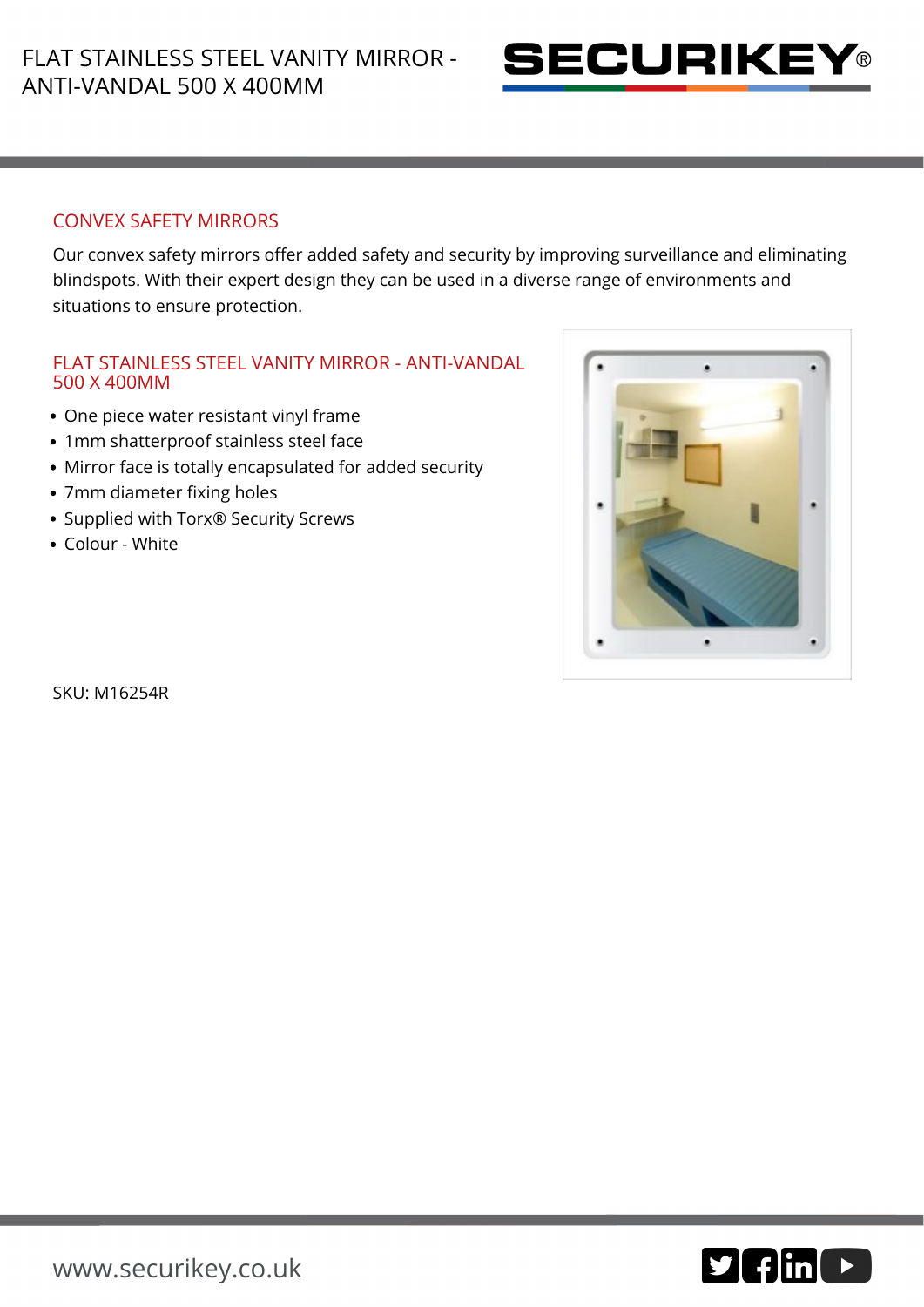# FLAT STAINLESS STEEL VANITY MIRROR - ANTI-VANDAL 500 X 400MM

## CONVEX SAFETY MIRRORS

Our convex safety mirrors offer added safety and security by improving surveillance and eliminating blindspots. With their expert design they can be used in a diverse range of environments and situations to ensure protection.

## FLAT STAINLESS STEEL VANITY MIRROR - ANTI-VANDAL 500 X 400MM

- One piece water resistant vinyl frame
- 1mm shatterproof stainless steel face
- Mirror face is totally encapsulated for added security
- 7mm diameter fixing holes
- Supplied with Torx® Security Screws
- Colour - White

SKU: M16254R

www.securikey.co.uk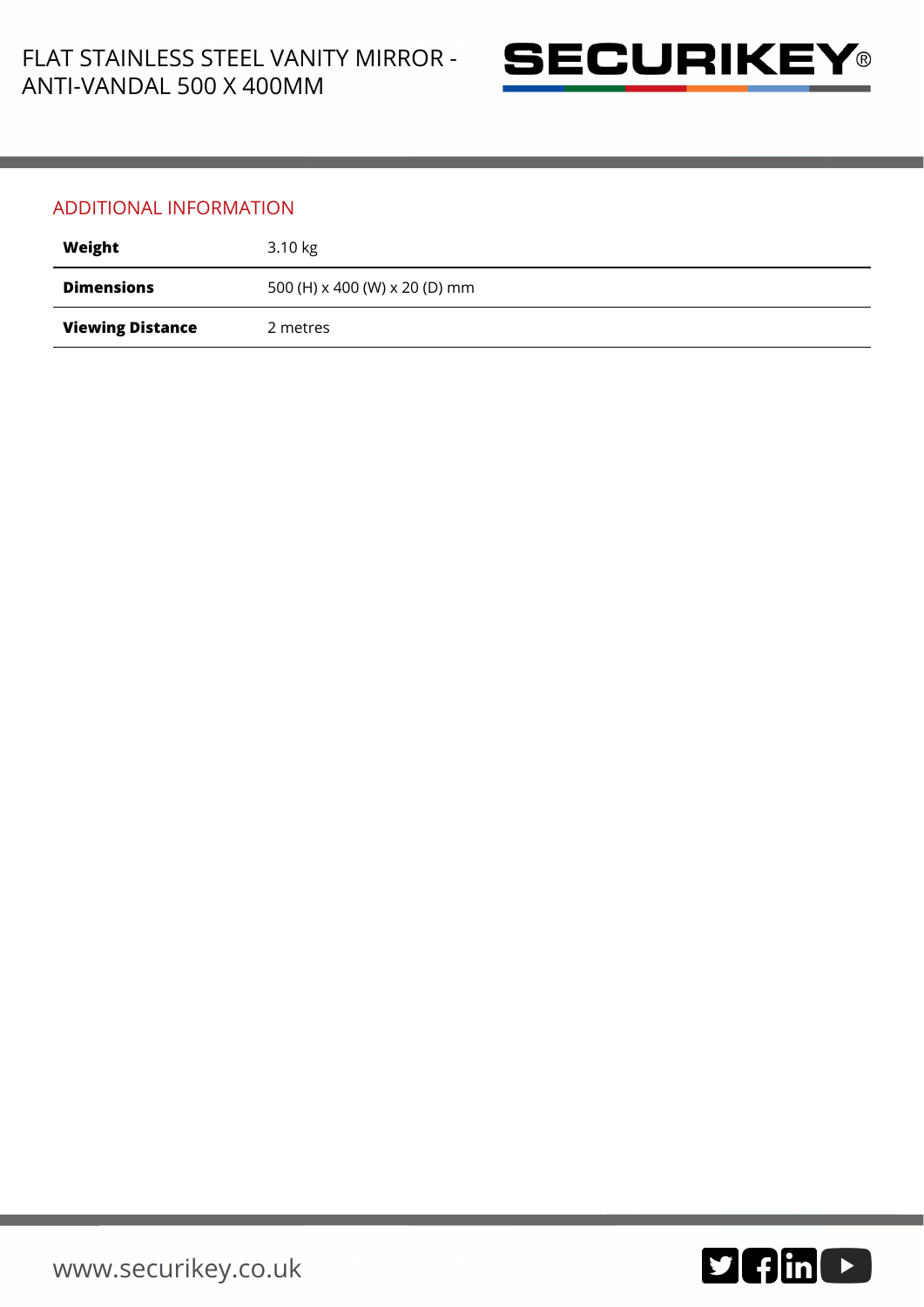## ADDITIONAL INFORMATION

| | |
|---|---|
| **Weight** | 3.10 kg |
| **Dimensions** | 500 (H) x 400 (W) x 20 (D) mm |
| **Viewing Distance** | 2 metres |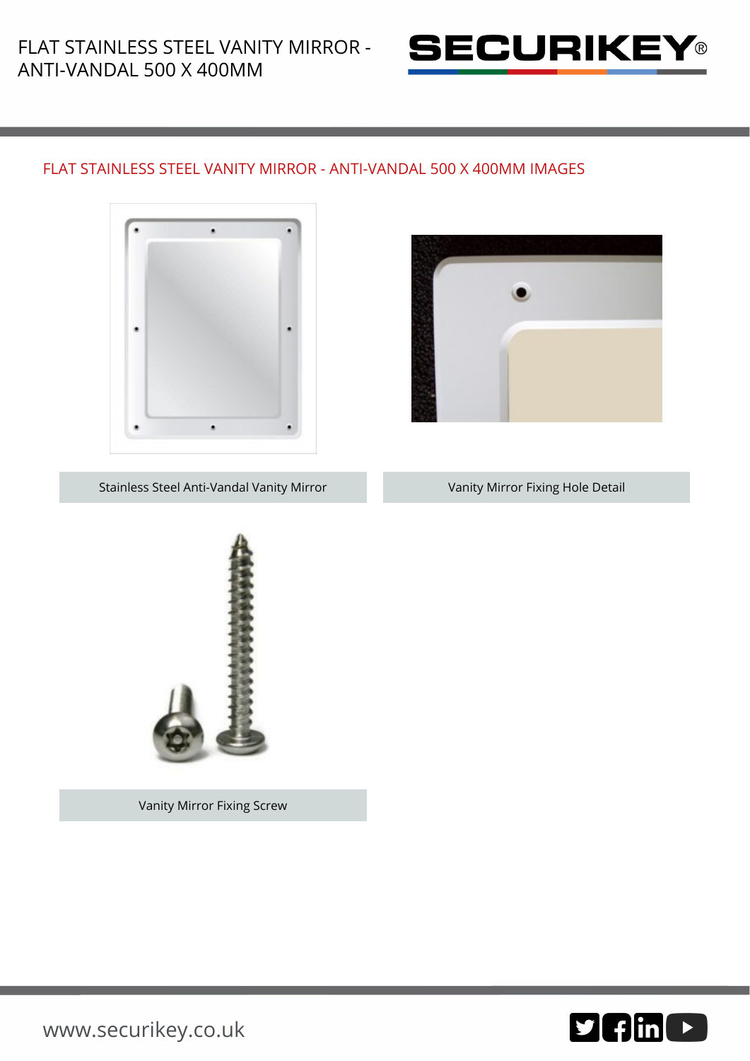## FLAT STAINLESS STEEL VANITY MIRROR - ANTI-VANDAL 500 X 400MM IMAGES

Stainless Steel Anti-Vandal Vanity Mirror

Vanity Mirror Fixing Hole Detail

Vanity Mirror Fixing Screw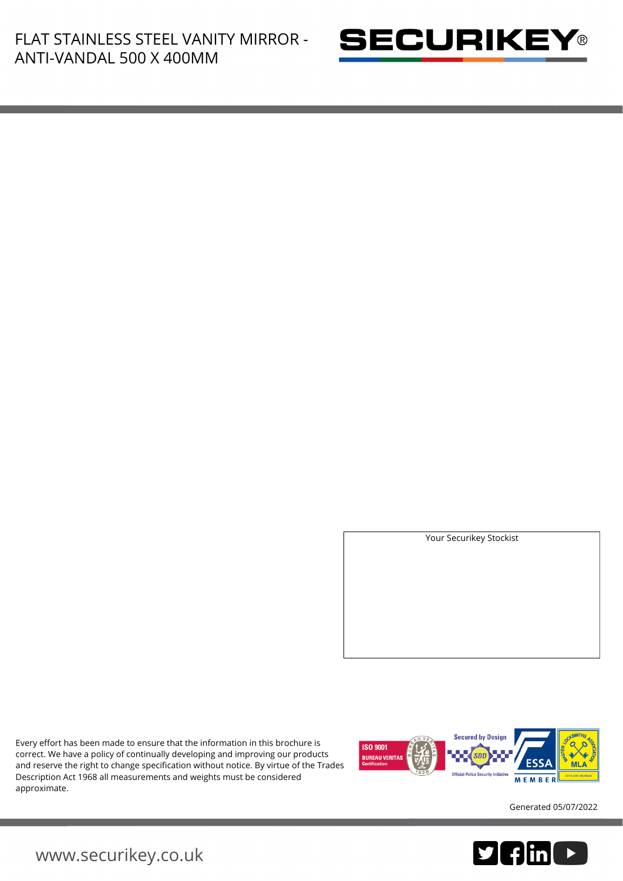# FLAT STAINLESS STEEL VANITY MIRROR - ANTI-VANDAL 500 X 400MM

SECURIKEY®

Your Securikey Stockist

Every effort has been made to ensure that the information in this brochure is correct. We have a policy of continually developing and improving our products and reserve the right to change specification without notice. By virtue of the Trades Description Act 1968 all measurements and weights must be considered approximate.

ISO 9001 BUREAU VERITAS Certification

Secured by Design SBD Official Police Security Initiative

ESSA MEMBER

MLA MASTER LOCKSMITHS ASSOCIATION AFFILIATE MEMBER

Generated 05/07/2022

www.securikey.co.uk